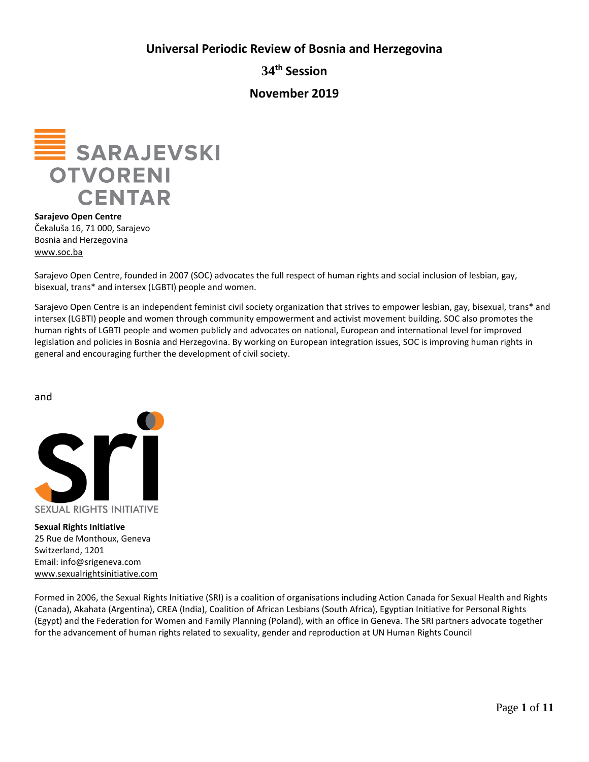# Universal Periodic Review of Bosnia and Herzegovina

## 34th Session

## November 2019

SARAJEVSKI OTVORENI CENTAR

**Sarajevo Open Centre**
Čekaluša 16, 71 000, Sarajevo
Bosnia and Herzegovina
www.soc.ba

Sarajevo Open Centre, founded in 2007 (SOC) advocates the full respect of human rights and social inclusion of lesbian, gay, bisexual, trans* and intersex (LGBTI) people and women.

Sarajevo Open Centre is an independent feminist civil society organization that strives to empower lesbian, gay, bisexual, trans* and intersex (LGBTI) people and women through community empowerment and activist movement building. SOC also promotes the human rights of LGBTI people and women publicly and advocates on national, European and international level for improved legislation and policies in Bosnia and Herzegovina. By working on European integration issues, SOC is improving human rights in general and encouraging further the development of civil society.

and

sri SEXUAL RIGHTS INITIATIVE

**Sexual Rights Initiative**
25 Rue de Monthoux, Geneva
Switzerland, 1201
Email: info@srigeneva.com
www.sexualrightsinitiative.com

Formed in 2006, the Sexual Rights Initiative (SRI) is a coalition of organisations including Action Canada for Sexual Health and Rights (Canada), Akahata (Argentina), CREA (India), Coalition of African Lesbians (South Africa), Egyptian Initiative for Personal Rights (Egypt) and the Federation for Women and Family Planning (Poland), with an office in Geneva. The SRI partners advocate together for the advancement of human rights related to sexuality, gender and reproduction at UN Human Rights Council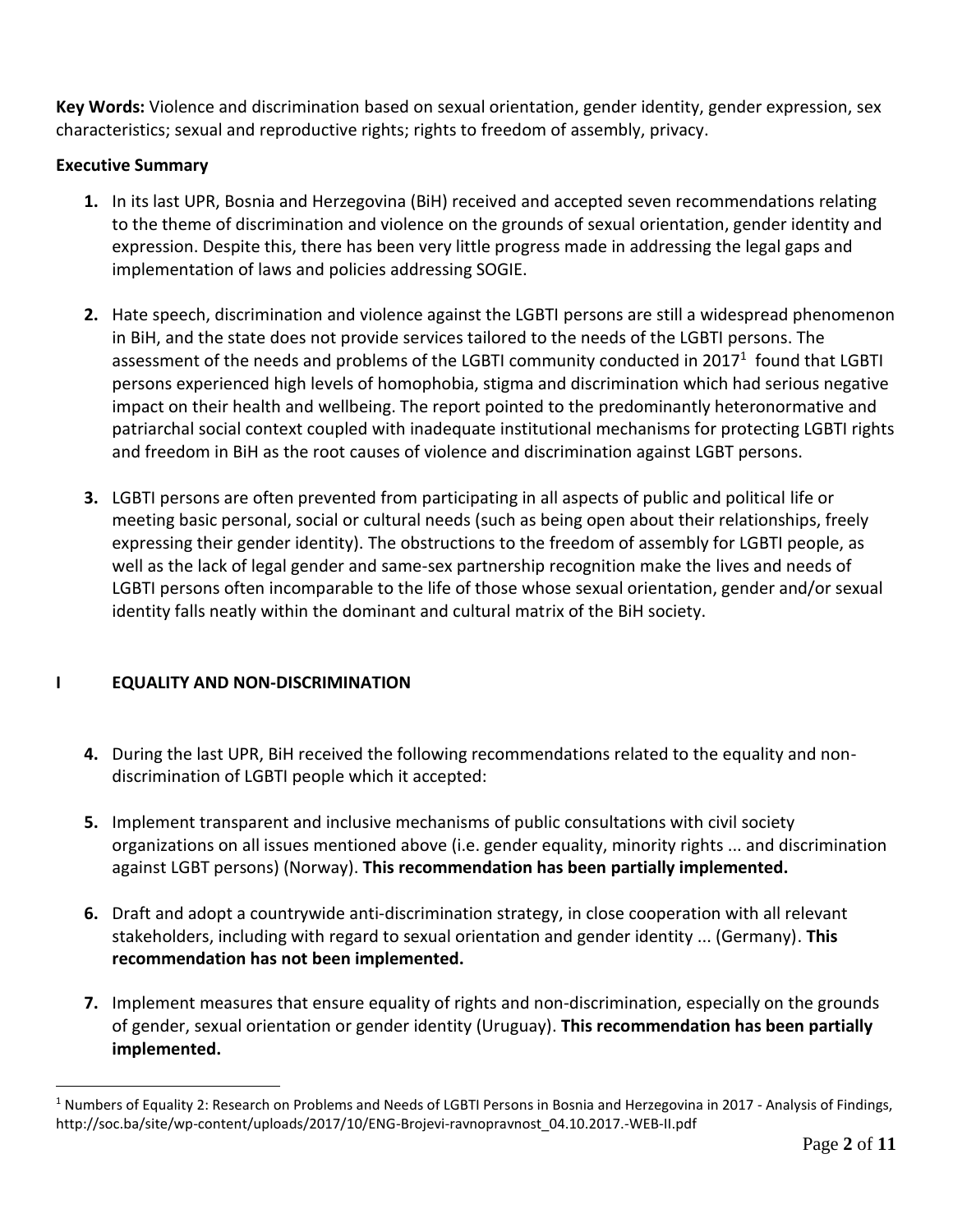**Key Words:** Violence and discrimination based on sexual orientation, gender identity, gender expression, sex characteristics; sexual and reproductive rights; rights to freedom of assembly, privacy.

**Executive Summary**

1. In its last UPR, Bosnia and Herzegovina (BiH) received and accepted seven recommendations relating to the theme of discrimination and violence on the grounds of sexual orientation, gender identity and expression. Despite this, there has been very little progress made in addressing the legal gaps and implementation of laws and policies addressing SOGIE.

2. Hate speech, discrimination and violence against the LGBTI persons are still a widespread phenomenon in BiH, and the state does not provide services tailored to the needs of the LGBTI persons. The assessment of the needs and problems of the LGBTI community conducted in 2017[1] found that LGBTI persons experienced high levels of homophobia, stigma and discrimination which had serious negative impact on their health and wellbeing. The report pointed to the predominantly heteronormative and patriarchal social context coupled with inadequate institutional mechanisms for protecting LGBTI rights and freedom in BiH as the root causes of violence and discrimination against LGBT persons.

3. LGBTI persons are often prevented from participating in all aspects of public and political life or meeting basic personal, social or cultural needs (such as being open about their relationships, freely expressing their gender identity). The obstructions to the freedom of assembly for LGBTI people, as well as the lack of legal gender and same-sex partnership recognition make the lives and needs of LGBTI persons often incomparable to the life of those whose sexual orientation, gender and/or sexual identity falls neatly within the dominant and cultural matrix of the BiH society.

## I EQUALITY AND NON-DISCRIMINATION

4. During the last UPR, BiH received the following recommendations related to the equality and non-discrimination of LGBTI people which it accepted:

5. Implement transparent and inclusive mechanisms of public consultations with civil society organizations on all issues mentioned above (i.e. gender equality, minority rights ... and discrimination against LGBT persons) (Norway). **This recommendation has been partially implemented.**

6. Draft and adopt a countrywide anti-discrimination strategy, in close cooperation with all relevant stakeholders, including with regard to sexual orientation and gender identity ... (Germany). **This recommendation has not been implemented.**

7. Implement measures that ensure equality of rights and non-discrimination, especially on the grounds of gender, sexual orientation or gender identity (Uruguay). **This recommendation has been partially implemented.**

---

[1] Numbers of Equality 2: Research on Problems and Needs of LGBTI Persons in Bosnia and Herzegovina in 2017 - Analysis of Findings, http://soc.ba/site/wp-content/uploads/2017/10/ENG-Brojevi-ravnopravnost_04.10.2017.-WEB-II.pdf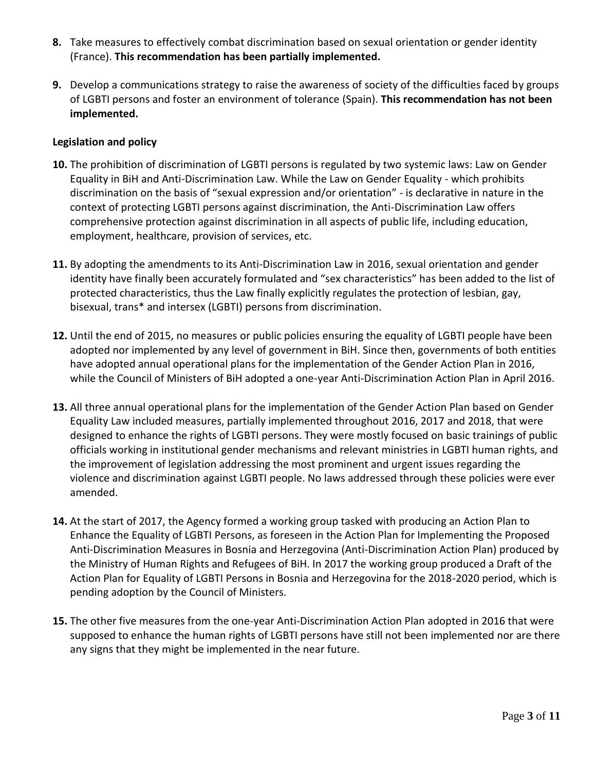**8.** Take measures to effectively combat discrimination based on sexual orientation or gender identity (France). **This recommendation has been partially implemented.**

**9.** Develop a communications strategy to raise the awareness of society of the difficulties faced by groups of LGBTI persons and foster an environment of tolerance (Spain). **This recommendation has not been implemented.**

**Legislation and policy**

**10.** The prohibition of discrimination of LGBTI persons is regulated by two systemic laws: Law on Gender Equality in BiH and Anti-Discrimination Law. While the Law on Gender Equality - which prohibits discrimination on the basis of "sexual expression and/or orientation" - is declarative in nature in the context of protecting LGBTI persons against discrimination, the Anti-Discrimination Law offers comprehensive protection against discrimination in all aspects of public life, including education, employment, healthcare, provision of services, etc.

**11.** By adopting the amendments to its Anti-Discrimination Law in 2016, sexual orientation and gender identity have finally been accurately formulated and "sex characteristics" has been added to the list of protected characteristics, thus the Law finally explicitly regulates the protection of lesbian, gay, bisexual, trans* and intersex (LGBTI) persons from discrimination.

**12.** Until the end of 2015, no measures or public policies ensuring the equality of LGBTI people have been adopted nor implemented by any level of government in BiH. Since then, governments of both entities have adopted annual operational plans for the implementation of the Gender Action Plan in 2016, while the Council of Ministers of BiH adopted a one-year Anti-Discrimination Action Plan in April 2016.

**13.** All three annual operational plans for the implementation of the Gender Action Plan based on Gender Equality Law included measures, partially implemented throughout 2016, 2017 and 2018, that were designed to enhance the rights of LGBTI persons. They were mostly focused on basic trainings of public officials working in institutional gender mechanisms and relevant ministries in LGBTI human rights, and the improvement of legislation addressing the most prominent and urgent issues regarding the violence and discrimination against LGBTI people. No laws addressed through these policies were ever amended.

**14.** At the start of 2017, the Agency formed a working group tasked with producing an Action Plan to Enhance the Equality of LGBTI Persons, as foreseen in the Action Plan for Implementing the Proposed Anti-Discrimination Measures in Bosnia and Herzegovina (Anti-Discrimination Action Plan) produced by the Ministry of Human Rights and Refugees of BiH. In 2017 the working group produced a Draft of the Action Plan for Equality of LGBTI Persons in Bosnia and Herzegovina for the 2018-2020 period, which is pending adoption by the Council of Ministers.

**15.** The other five measures from the one-year Anti-Discrimination Action Plan adopted in 2016 that were supposed to enhance the human rights of LGBTI persons have still not been implemented nor are there any signs that they might be implemented in the near future.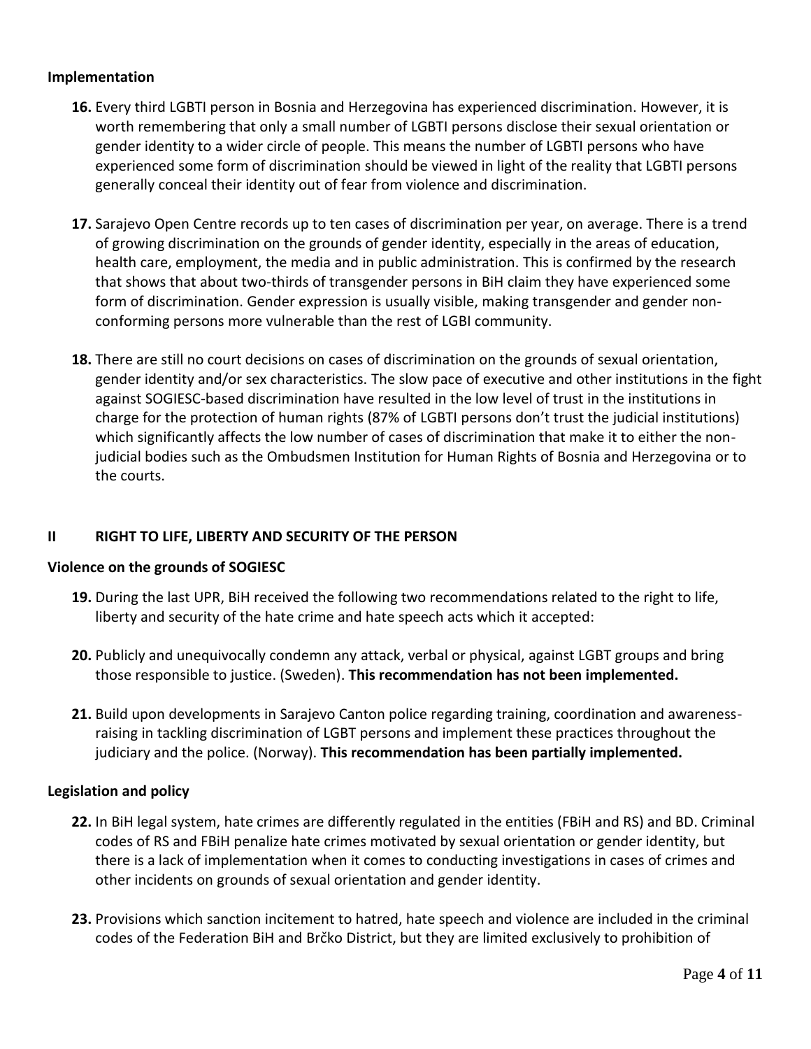**Implementation**

16. Every third LGBTI person in Bosnia and Herzegovina has experienced discrimination. However, it is worth remembering that only a small number of LGBTI persons disclose their sexual orientation or gender identity to a wider circle of people. This means the number of LGBTI persons who have experienced some form of discrimination should be viewed in light of the reality that LGBTI persons generally conceal their identity out of fear from violence and discrimination.

17. Sarajevo Open Centre records up to ten cases of discrimination per year, on average. There is a trend of growing discrimination on the grounds of gender identity, especially in the areas of education, health care, employment, the media and in public administration. This is confirmed by the research that shows that about two-thirds of transgender persons in BiH claim they have experienced some form of discrimination. Gender expression is usually visible, making transgender and gender non-conforming persons more vulnerable than the rest of LGBI community.

18. There are still no court decisions on cases of discrimination on the grounds of sexual orientation, gender identity and/or sex characteristics. The slow pace of executive and other institutions in the fight against SOGIESC-based discrimination have resulted in the low level of trust in the institutions in charge for the protection of human rights (87% of LGBTI persons don't trust the judicial institutions) which significantly affects the low number of cases of discrimination that make it to either the non-judicial bodies such as the Ombudsmen Institution for Human Rights of Bosnia and Herzegovina or to the courts.

## II RIGHT TO LIFE, LIBERTY AND SECURITY OF THE PERSON

**Violence on the grounds of SOGIESC**

19. During the last UPR, BiH received the following two recommendations related to the right to life, liberty and security of the hate crime and hate speech acts which it accepted:

20. Publicly and unequivocally condemn any attack, verbal or physical, against LGBT groups and bring those responsible to justice. (Sweden). **This recommendation has not been implemented.**

21. Build upon developments in Sarajevo Canton police regarding training, coordination and awareness-raising in tackling discrimination of LGBT persons and implement these practices throughout the judiciary and the police. (Norway). **This recommendation has been partially implemented.**

**Legislation and policy**

22. In BiH legal system, hate crimes are differently regulated in the entities (FBiH and RS) and BD. Criminal codes of RS and FBiH penalize hate crimes motivated by sexual orientation or gender identity, but there is a lack of implementation when it comes to conducting investigations in cases of crimes and other incidents on grounds of sexual orientation and gender identity.

23. Provisions which sanction incitement to hatred, hate speech and violence are included in the criminal codes of the Federation BiH and Brčko District, but they are limited exclusively to prohibition of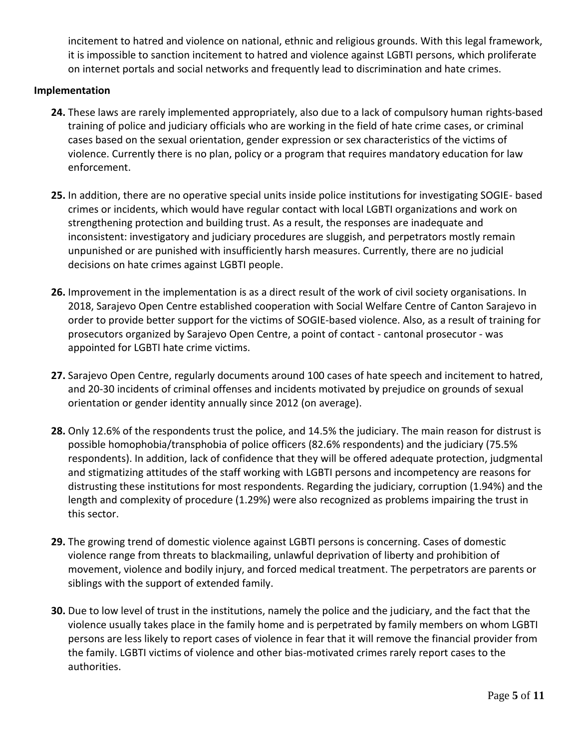incitement to hatred and violence on national, ethnic and religious grounds. With this legal framework, it is impossible to sanction incitement to hatred and violence against LGBTI persons, which proliferate on internet portals and social networks and frequently lead to discrimination and hate crimes.

**Implementation**

**24.** These laws are rarely implemented appropriately, also due to a lack of compulsory human rights-based training of police and judiciary officials who are working in the field of hate crime cases, or criminal cases based on the sexual orientation, gender expression or sex characteristics of the victims of violence. Currently there is no plan, policy or a program that requires mandatory education for law enforcement.

**25.** In addition, there are no operative special units inside police institutions for investigating SOGIE- based crimes or incidents, which would have regular contact with local LGBTI organizations and work on strengthening protection and building trust. As a result, the responses are inadequate and inconsistent: investigatory and judiciary procedures are sluggish, and perpetrators mostly remain unpunished or are punished with insufficiently harsh measures. Currently, there are no judicial decisions on hate crimes against LGBTI people.

**26.** Improvement in the implementation is as a direct result of the work of civil society organisations. In 2018, Sarajevo Open Centre established cooperation with Social Welfare Centre of Canton Sarajevo in order to provide better support for the victims of SOGIE-based violence. Also, as a result of training for prosecutors organized by Sarajevo Open Centre, a point of contact - cantonal prosecutor - was appointed for LGBTI hate crime victims.

**27.** Sarajevo Open Centre, regularly documents around 100 cases of hate speech and incitement to hatred, and 20-30 incidents of criminal offenses and incidents motivated by prejudice on grounds of sexual orientation or gender identity annually since 2012 (on average).

**28.** Only 12.6% of the respondents trust the police, and 14.5% the judiciary. The main reason for distrust is possible homophobia/transphobia of police officers (82.6% respondents) and the judiciary (75.5% respondents). In addition, lack of confidence that they will be offered adequate protection, judgmental and stigmatizing attitudes of the staff working with LGBTI persons and incompetency are reasons for distrusting these institutions for most respondents. Regarding the judiciary, corruption (1.94%) and the length and complexity of procedure (1.29%) were also recognized as problems impairing the trust in this sector.

**29.** The growing trend of domestic violence against LGBTI persons is concerning. Cases of domestic violence range from threats to blackmailing, unlawful deprivation of liberty and prohibition of movement, violence and bodily injury, and forced medical treatment. The perpetrators are parents or siblings with the support of extended family.

**30.** Due to low level of trust in the institutions, namely the police and the judiciary, and the fact that the violence usually takes place in the family home and is perpetrated by family members on whom LGBTI persons are less likely to report cases of violence in fear that it will remove the financial provider from the family. LGBTI victims of violence and other bias-motivated crimes rarely report cases to the authorities.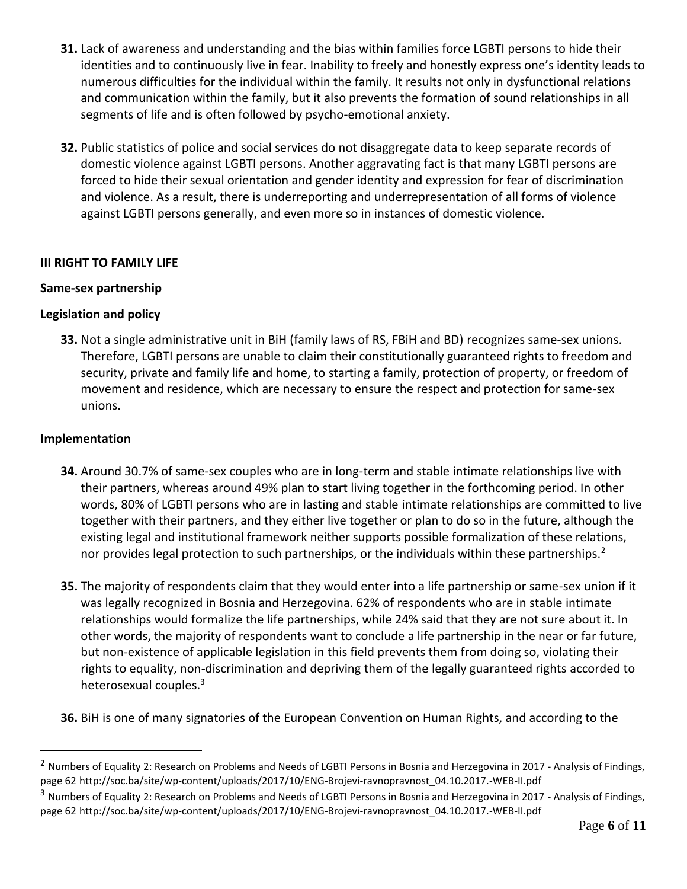**31.** Lack of awareness and understanding and the bias within families force LGBTI persons to hide their identities and to continuously live in fear. Inability to freely and honestly express one's identity leads to numerous difficulties for the individual within the family. It results not only in dysfunctional relations and communication within the family, but it also prevents the formation of sound relationships in all segments of life and is often followed by psycho-emotional anxiety.

**32.** Public statistics of police and social services do not disaggregate data to keep separate records of domestic violence against LGBTI persons. Another aggravating fact is that many LGBTI persons are forced to hide their sexual orientation and gender identity and expression for fear of discrimination and violence. As a result, there is underreporting and underrepresentation of all forms of violence against LGBTI persons generally, and even more so in instances of domestic violence.

## III RIGHT TO FAMILY LIFE

### Same-sex partnership

### Legislation and policy

**33.** Not a single administrative unit in BiH (family laws of RS, FBiH and BD) recognizes same-sex unions. Therefore, LGBTI persons are unable to claim their constitutionally guaranteed rights to freedom and security, private and family life and home, to starting a family, protection of property, or freedom of movement and residence, which are necessary to ensure the respect and protection for same-sex unions.

### Implementation

**34.** Around 30.7% of same-sex couples who are in long-term and stable intimate relationships live with their partners, whereas around 49% plan to start living together in the forthcoming period. In other words, 80% of LGBTI persons who are in lasting and stable intimate relationships are committed to live together with their partners, and they either live together or plan to do so in the future, although the existing legal and institutional framework neither supports possible formalization of these relations, nor provides legal protection to such partnerships, or the individuals within these partnerships.[2]

**35.** The majority of respondents claim that they would enter into a life partnership or same-sex union if it was legally recognized in Bosnia and Herzegovina. 62% of respondents who are in stable intimate relationships would formalize the life partnerships, while 24% said that they are not sure about it. In other words, the majority of respondents want to conclude a life partnership in the near or far future, but non-existence of applicable legislation in this field prevents them from doing so, violating their rights to equality, non-discrimination and depriving them of the legally guaranteed rights accorded to heterosexual couples.[3]

**36.** BiH is one of many signatories of the European Convention on Human Rights, and according to the

---

[2] Numbers of Equality 2: Research on Problems and Needs of LGBTI Persons in Bosnia and Herzegovina in 2017 - Analysis of Findings, page 62 http://soc.ba/site/wp-content/uploads/2017/10/ENG-Brojevi-ravnopravnost_04.10.2017.-WEB-II.pdf

[3] Numbers of Equality 2: Research on Problems and Needs of LGBTI Persons in Bosnia and Herzegovina in 2017 - Analysis of Findings, page 62 http://soc.ba/site/wp-content/uploads/2017/10/ENG-Brojevi-ravnopravnost_04.10.2017.-WEB-II.pdf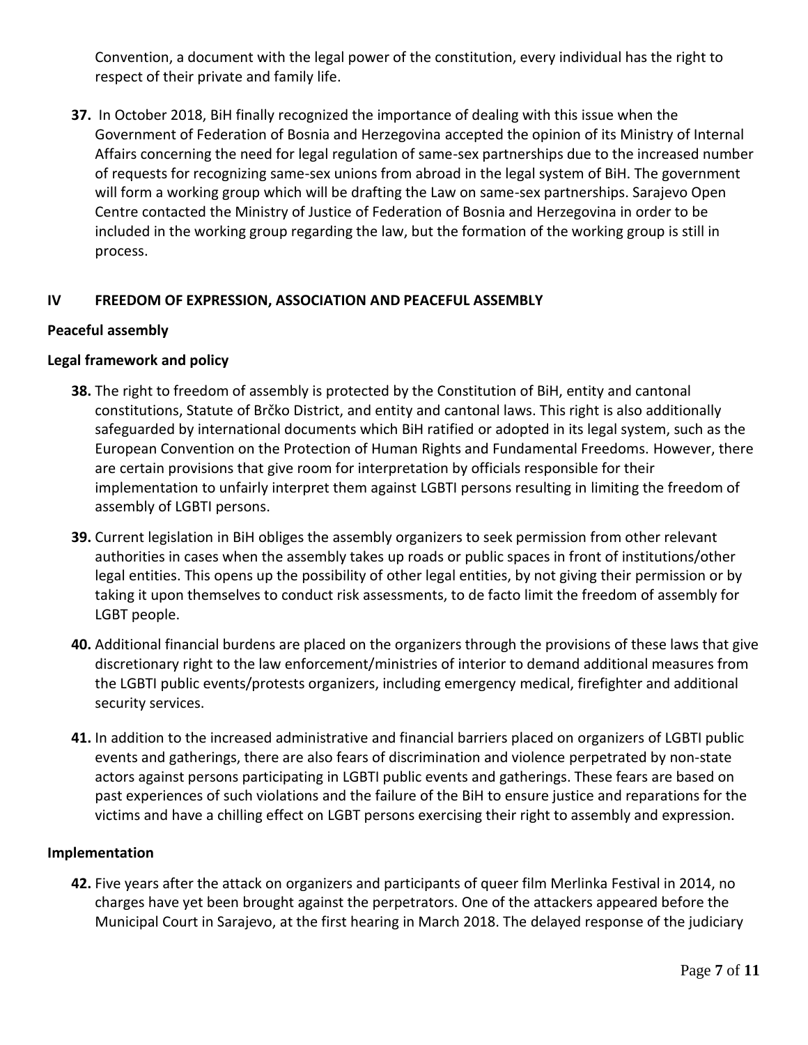Convention, a document with the legal power of the constitution, every individual has the right to respect of their private and family life.

**37.** In October 2018, BiH finally recognized the importance of dealing with this issue when the Government of Federation of Bosnia and Herzegovina accepted the opinion of its Ministry of Internal Affairs concerning the need for legal regulation of same-sex partnerships due to the increased number of requests for recognizing same-sex unions from abroad in the legal system of BiH. The government will form a working group which will be drafting the Law on same-sex partnerships. Sarajevo Open Centre contacted the Ministry of Justice of Federation of Bosnia and Herzegovina in order to be included in the working group regarding the law, but the formation of the working group is still in process.

## IV FREEDOM OF EXPRESSION, ASSOCIATION AND PEACEFUL ASSEMBLY

### Peaceful assembly

### Legal framework and policy

**38.** The right to freedom of assembly is protected by the Constitution of BiH, entity and cantonal constitutions, Statute of Brčko District, and entity and cantonal laws. This right is also additionally safeguarded by international documents which BiH ratified or adopted in its legal system, such as the European Convention on the Protection of Human Rights and Fundamental Freedoms. However, there are certain provisions that give room for interpretation by officials responsible for their implementation to unfairly interpret them against LGBTI persons resulting in limiting the freedom of assembly of LGBTI persons.

**39.** Current legislation in BiH obliges the assembly organizers to seek permission from other relevant authorities in cases when the assembly takes up roads or public spaces in front of institutions/other legal entities. This opens up the possibility of other legal entities, by not giving their permission or by taking it upon themselves to conduct risk assessments, to de facto limit the freedom of assembly for LGBT people.

**40.** Additional financial burdens are placed on the organizers through the provisions of these laws that give discretionary right to the law enforcement/ministries of interior to demand additional measures from the LGBTI public events/protests organizers, including emergency medical, firefighter and additional security services.

**41.** In addition to the increased administrative and financial barriers placed on organizers of LGBTI public events and gatherings, there are also fears of discrimination and violence perpetrated by non-state actors against persons participating in LGBTI public events and gatherings. These fears are based on past experiences of such violations and the failure of the BiH to ensure justice and reparations for the victims and have a chilling effect on LGBT persons exercising their right to assembly and expression.

### Implementation

**42.** Five years after the attack on organizers and participants of queer film Merlinka Festival in 2014, no charges have yet been brought against the perpetrators. One of the attackers appeared before the Municipal Court in Sarajevo, at the first hearing in March 2018. The delayed response of the judiciary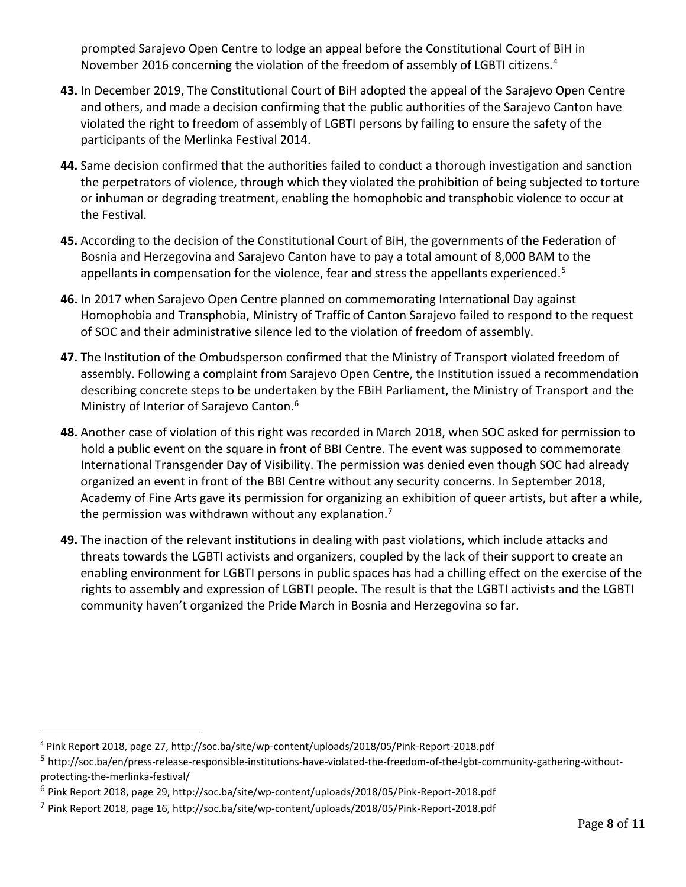prompted Sarajevo Open Centre to lodge an appeal before the Constitutional Court of BiH in November 2016 concerning the violation of the freedom of assembly of LGBTI citizens.[4]

**43.** In December 2019, The Constitutional Court of BiH adopted the appeal of the Sarajevo Open Centre and others, and made a decision confirming that the public authorities of the Sarajevo Canton have violated the right to freedom of assembly of LGBTI persons by failing to ensure the safety of the participants of the Merlinka Festival 2014.

**44.** Same decision confirmed that the authorities failed to conduct a thorough investigation and sanction the perpetrators of violence, through which they violated the prohibition of being subjected to torture or inhuman or degrading treatment, enabling the homophobic and transphobic violence to occur at the Festival.

**45.** According to the decision of the Constitutional Court of BiH, the governments of the Federation of Bosnia and Herzegovina and Sarajevo Canton have to pay a total amount of 8,000 BAM to the appellants in compensation for the violence, fear and stress the appellants experienced.[5]

**46.** In 2017 when Sarajevo Open Centre planned on commemorating International Day against Homophobia and Transphobia, Ministry of Traffic of Canton Sarajevo failed to respond to the request of SOC and their administrative silence led to the violation of freedom of assembly.

**47.** The Institution of the Ombudsperson confirmed that the Ministry of Transport violated freedom of assembly. Following a complaint from Sarajevo Open Centre, the Institution issued a recommendation describing concrete steps to be undertaken by the FBiH Parliament, the Ministry of Transport and the Ministry of Interior of Sarajevo Canton.[6]

**48.** Another case of violation of this right was recorded in March 2018, when SOC asked for permission to hold a public event on the square in front of BBI Centre. The event was supposed to commemorate International Transgender Day of Visibility. The permission was denied even though SOC had already organized an event in front of the BBI Centre without any security concerns. In September 2018, Academy of Fine Arts gave its permission for organizing an exhibition of queer artists, but after a while, the permission was withdrawn without any explanation.[7]

**49.** The inaction of the relevant institutions in dealing with past violations, which include attacks and threats towards the LGBTI activists and organizers, coupled by the lack of their support to create an enabling environment for LGBTI persons in public spaces has had a chilling effect on the exercise of the rights to assembly and expression of LGBTI people. The result is that the LGBTI activists and the LGBTI community haven't organized the Pride March in Bosnia and Herzegovina so far.

---

[4] Pink Report 2018, page 27, http://soc.ba/site/wp-content/uploads/2018/05/Pink-Report-2018.pdf

[5] http://soc.ba/en/press-release-responsible-institutions-have-violated-the-freedom-of-the-lgbt-community-gathering-without-protecting-the-merlinka-festival/

[6] Pink Report 2018, page 29, http://soc.ba/site/wp-content/uploads/2018/05/Pink-Report-2018.pdf

[7] Pink Report 2018, page 16, http://soc.ba/site/wp-content/uploads/2018/05/Pink-Report-2018.pdf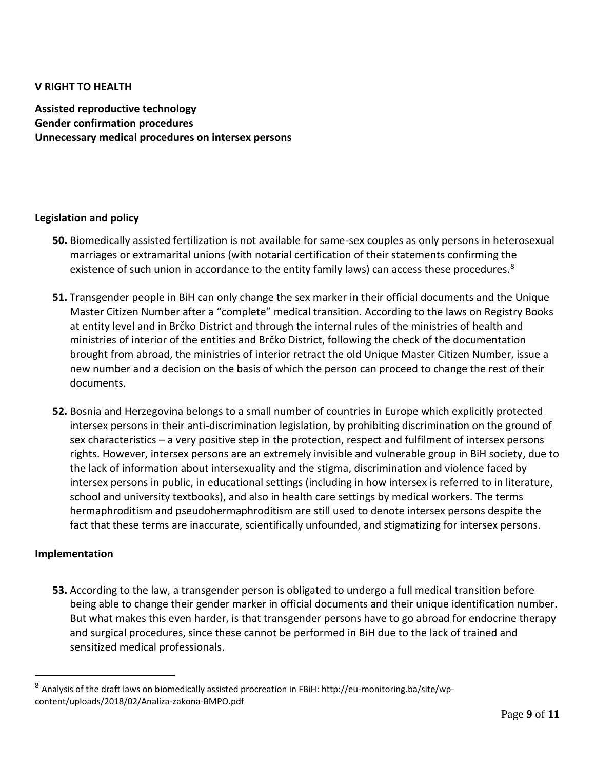## V RIGHT TO HEALTH

**Assisted reproductive technology**
**Gender confirmation procedures**
**Unnecessary medical procedures on intersex persons**

### Legislation and policy

**50.** Biomedically assisted fertilization is not available for same-sex couples as only persons in heterosexual marriages or extramarital unions (with notarial certification of their statements confirming the existence of such union in accordance to the entity family laws) can access these procedures.[8]

**51.** Transgender people in BiH can only change the sex marker in their official documents and the Unique Master Citizen Number after a "complete" medical transition. According to the laws on Registry Books at entity level and in Brčko District and through the internal rules of the ministries of health and ministries of interior of the entities and Brčko District, following the check of the documentation brought from abroad, the ministries of interior retract the old Unique Master Citizen Number, issue a new number and a decision on the basis of which the person can proceed to change the rest of their documents.

**52.** Bosnia and Herzegovina belongs to a small number of countries in Europe which explicitly protected intersex persons in their anti-discrimination legislation, by prohibiting discrimination on the ground of sex characteristics – a very positive step in the protection, respect and fulfilment of intersex persons rights. However, intersex persons are an extremely invisible and vulnerable group in BiH society, due to the lack of information about intersexuality and the stigma, discrimination and violence faced by intersex persons in public, in educational settings (including in how intersex is referred to in literature, school and university textbooks), and also in health care settings by medical workers. The terms hermaphroditism and pseudohermaphroditism are still used to denote intersex persons despite the fact that these terms are inaccurate, scientifically unfounded, and stigmatizing for intersex persons.

### Implementation

**53.** According to the law, a transgender person is obligated to undergo a full medical transition before being able to change their gender marker in official documents and their unique identification number. But what makes this even harder, is that transgender persons have to go abroad for endocrine therapy and surgical procedures, since these cannot be performed in BiH due to the lack of trained and sensitized medical professionals.

---

[8] Analysis of the draft laws on biomedically assisted procreation in FBiH: http://eu-monitoring.ba/site/wp-content/uploads/2018/02/Analiza-zakona-BMPO.pdf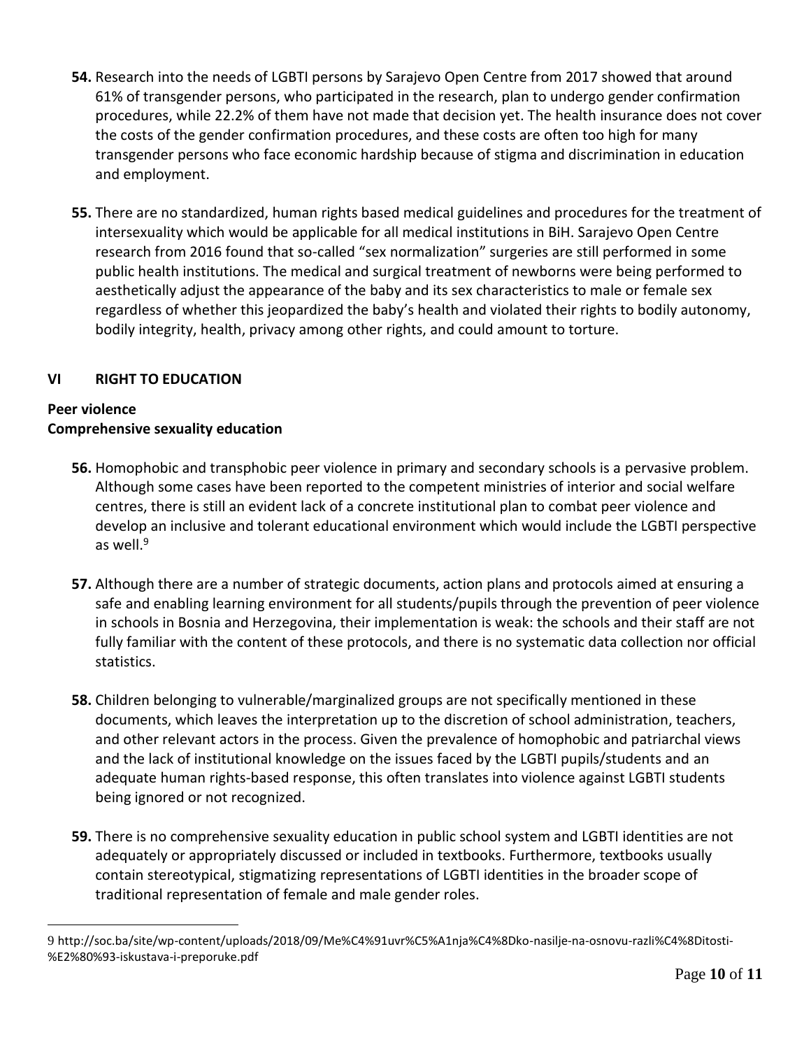**54.** Research into the needs of LGBTI persons by Sarajevo Open Centre from 2017 showed that around 61% of transgender persons, who participated in the research, plan to undergo gender confirmation procedures, while 22.2% of them have not made that decision yet. The health insurance does not cover the costs of the gender confirmation procedures, and these costs are often too high for many transgender persons who face economic hardship because of stigma and discrimination in education and employment.

**55.** There are no standardized, human rights based medical guidelines and procedures for the treatment of intersexuality which would be applicable for all medical institutions in BiH. Sarajevo Open Centre research from 2016 found that so-called "sex normalization" surgeries are still performed in some public health institutions. The medical and surgical treatment of newborns were being performed to aesthetically adjust the appearance of the baby and its sex characteristics to male or female sex regardless of whether this jeopardized the baby's health and violated their rights to bodily autonomy, bodily integrity, health, privacy among other rights, and could amount to torture.

## VI RIGHT TO EDUCATION

**Peer violence**
**Comprehensive sexuality education**

**56.** Homophobic and transphobic peer violence in primary and secondary schools is a pervasive problem. Although some cases have been reported to the competent ministries of interior and social welfare centres, there is still an evident lack of a concrete institutional plan to combat peer violence and develop an inclusive and tolerant educational environment which would include the LGBTI perspective as well.[9]

**57.** Although there are a number of strategic documents, action plans and protocols aimed at ensuring a safe and enabling learning environment for all students/pupils through the prevention of peer violence in schools in Bosnia and Herzegovina, their implementation is weak: the schools and their staff are not fully familiar with the content of these protocols, and there is no systematic data collection nor official statistics.

**58.** Children belonging to vulnerable/marginalized groups are not specifically mentioned in these documents, which leaves the interpretation up to the discretion of school administration, teachers, and other relevant actors in the process. Given the prevalence of homophobic and patriarchal views and the lack of institutional knowledge on the issues faced by the LGBTI pupils/students and an adequate human rights-based response, this often translates into violence against LGBTI students being ignored or not recognized.

**59.** There is no comprehensive sexuality education in public school system and LGBTI identities are not adequately or appropriately discussed or included in textbooks. Furthermore, textbooks usually contain stereotypical, stigmatizing representations of LGBTI identities in the broader scope of traditional representation of female and male gender roles.

---

9 http://soc.ba/site/wp-content/uploads/2018/09/Me%C4%91uvr%C5%A1nja%C4%8Dko-nasilje-na-osnovu-razli%C4%8Ditosti-%E2%80%93-iskustava-i-preporuke.pdf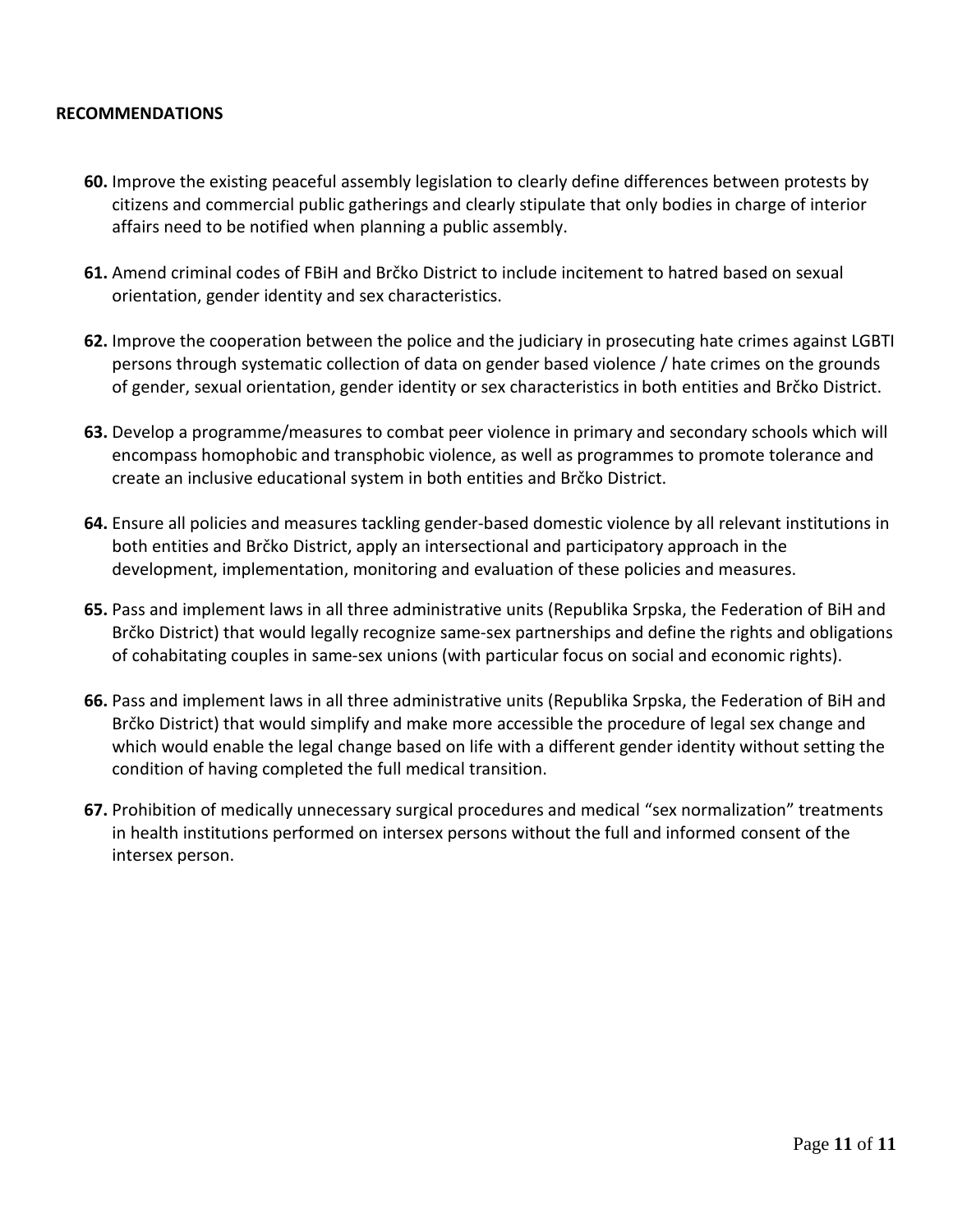**RECOMMENDATIONS**

**60.** Improve the existing peaceful assembly legislation to clearly define differences between protests by citizens and commercial public gatherings and clearly stipulate that only bodies in charge of interior affairs need to be notified when planning a public assembly.

**61.** Amend criminal codes of FBiH and Brčko District to include incitement to hatred based on sexual orientation, gender identity and sex characteristics.

**62.** Improve the cooperation between the police and the judiciary in prosecuting hate crimes against LGBTI persons through systematic collection of data on gender based violence / hate crimes on the grounds of gender, sexual orientation, gender identity or sex characteristics in both entities and Brčko District.

**63.** Develop a programme/measures to combat peer violence in primary and secondary schools which will encompass homophobic and transphobic violence, as well as programmes to promote tolerance and create an inclusive educational system in both entities and Brčko District.

**64.** Ensure all policies and measures tackling gender-based domestic violence by all relevant institutions in both entities and Brčko District, apply an intersectional and participatory approach in the development, implementation, monitoring and evaluation of these policies and measures.

**65.** Pass and implement laws in all three administrative units (Republika Srpska, the Federation of BiH and Brčko District) that would legally recognize same-sex partnerships and define the rights and obligations of cohabitating couples in same-sex unions (with particular focus on social and economic rights).

**66.** Pass and implement laws in all three administrative units (Republika Srpska, the Federation of BiH and Brčko District) that would simplify and make more accessible the procedure of legal sex change and which would enable the legal change based on life with a different gender identity without setting the condition of having completed the full medical transition.

**67.** Prohibition of medically unnecessary surgical procedures and medical "sex normalization" treatments in health institutions performed on intersex persons without the full and informed consent of the intersex person.